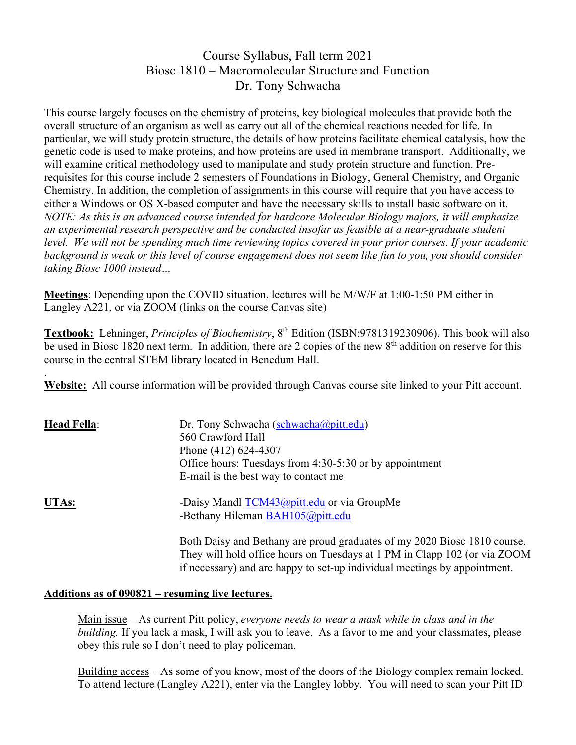# Course Syllabus, Fall term 2021
## Biosc 1810 – Macromolecular Structure and Function
### Dr. Tony Schwacha

This course largely focuses on the chemistry of proteins, key biological molecules that provide both the overall structure of an organism as well as carry out all of the chemical reactions needed for life. In particular, we will study protein structure, the details of how proteins facilitate chemical catalysis, how the genetic code is used to make proteins, and how proteins are used in membrane transport. Additionally, we will examine critical methodology used to manipulate and study protein structure and function. Pre-requisites for this course include 2 semesters of Foundations in Biology, General Chemistry, and Organic Chemistry. In addition, the completion of assignments in this course will require that you have access to either a Windows or OS X-based computer and have the necessary skills to install basic software on it. *NOTE: As this is an advanced course intended for hardcore Molecular Biology majors, it will emphasize an experimental research perspective and be conducted insofar as feasible at a near-graduate student level. We will not be spending much time reviewing topics covered in your prior courses. If your academic background is weak or this level of course engagement does not seem like fun to you, you should consider taking Biosc 1000 instead…*

**Meetings**: Depending upon the COVID situation, lectures will be M/W/F at 1:00-1:50 PM either in Langley A221, or via ZOOM (links on the course Canvas site)

**Textbook:** Lehninger, *Principles of Biochemistry*, 8th Edition (ISBN:9781319230906). This book will also be used in Biosc 1820 next term. In addition, there are 2 copies of the new 8th addition on reserve for this course in the central STEM library located in Benedum Hall.

.

**Website:** All course information will be provided through Canvas course site linked to your Pitt account.

**Head Fella**:
Dr. Tony Schwacha (schwacha@pitt.edu)
560 Crawford Hall
Phone (412) 624-4307
Office hours: Tuesdays from 4:30-5:30 or by appointment
E-mail is the best way to contact me

**UTAs:**
-Daisy Mandl TCM43@pitt.edu or via GroupMe
-Bethany Hileman BAH105@pitt.edu

Both Daisy and Bethany are proud graduates of my 2020 Biosc 1810 course. They will hold office hours on Tuesdays at 1 PM in Clapp 102 (or via ZOOM if necessary) and are happy to set-up individual meetings by appointment.

**Additions as of 090821 – resuming live lectures.**

Main issue – As current Pitt policy, *everyone needs to wear a mask while in class and in the building.* If you lack a mask, I will ask you to leave. As a favor to me and your classmates, please obey this rule so I don't need to play policeman.

Building access – As some of you know, most of the doors of the Biology complex remain locked. To attend lecture (Langley A221), enter via the Langley lobby. You will need to scan your Pitt ID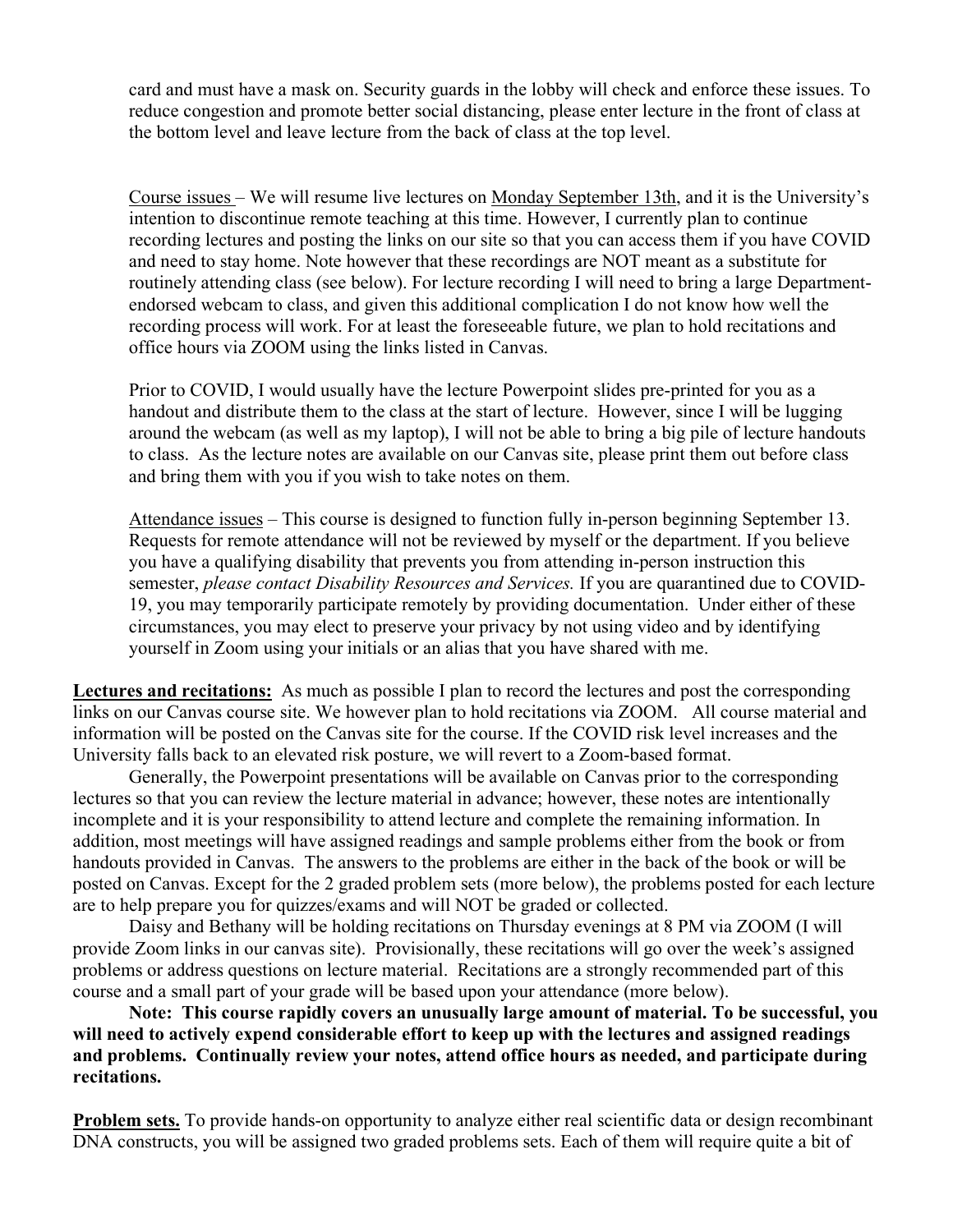card and must have a mask on. Security guards in the lobby will check and enforce these issues. To reduce congestion and promote better social distancing, please enter lecture in the front of class at the bottom level and leave lecture from the back of class at the top level.

Course issues – We will resume live lectures on Monday September 13th, and it is the University's intention to discontinue remote teaching at this time. However, I currently plan to continue recording lectures and posting the links on our site so that you can access them if you have COVID and need to stay home. Note however that these recordings are NOT meant as a substitute for routinely attending class (see below). For lecture recording I will need to bring a large Department-endorsed webcam to class, and given this additional complication I do not know how well the recording process will work. For at least the foreseeable future, we plan to hold recitations and office hours via ZOOM using the links listed in Canvas.

Prior to COVID, I would usually have the lecture Powerpoint slides pre-printed for you as a handout and distribute them to the class at the start of lecture. However, since I will be lugging around the webcam (as well as my laptop), I will not be able to bring a big pile of lecture handouts to class. As the lecture notes are available on our Canvas site, please print them out before class and bring them with you if you wish to take notes on them.

Attendance issues – This course is designed to function fully in-person beginning September 13. Requests for remote attendance will not be reviewed by myself or the department. If you believe you have a qualifying disability that prevents you from attending in-person instruction this semester, *please contact Disability Resources and Services.* If you are quarantined due to COVID-19, you may temporarily participate remotely by providing documentation. Under either of these circumstances, you may elect to preserve your privacy by not using video and by identifying yourself in Zoom using your initials or an alias that you have shared with me.

**Lectures and recitations:** As much as possible I plan to record the lectures and post the corresponding links on our Canvas course site. We however plan to hold recitations via ZOOM. All course material and information will be posted on the Canvas site for the course. If the COVID risk level increases and the University falls back to an elevated risk posture, we will revert to a Zoom-based format.

Generally, the Powerpoint presentations will be available on Canvas prior to the corresponding lectures so that you can review the lecture material in advance; however, these notes are intentionally incomplete and it is your responsibility to attend lecture and complete the remaining information. In addition, most meetings will have assigned readings and sample problems either from the book or from handouts provided in Canvas. The answers to the problems are either in the back of the book or will be posted on Canvas. Except for the 2 graded problem sets (more below), the problems posted for each lecture are to help prepare you for quizzes/exams and will NOT be graded or collected.

Daisy and Bethany will be holding recitations on Thursday evenings at 8 PM via ZOOM (I will provide Zoom links in our canvas site). Provisionally, these recitations will go over the week's assigned problems or address questions on lecture material. Recitations are a strongly recommended part of this course and a small part of your grade will be based upon your attendance (more below).

**Note: This course rapidly covers an unusually large amount of material. To be successful, you will need to actively expend considerable effort to keep up with the lectures and assigned readings and problems. Continually review your notes, attend office hours as needed, and participate during recitations.**

**Problem sets.** To provide hands-on opportunity to analyze either real scientific data or design recombinant DNA constructs, you will be assigned two graded problems sets. Each of them will require quite a bit of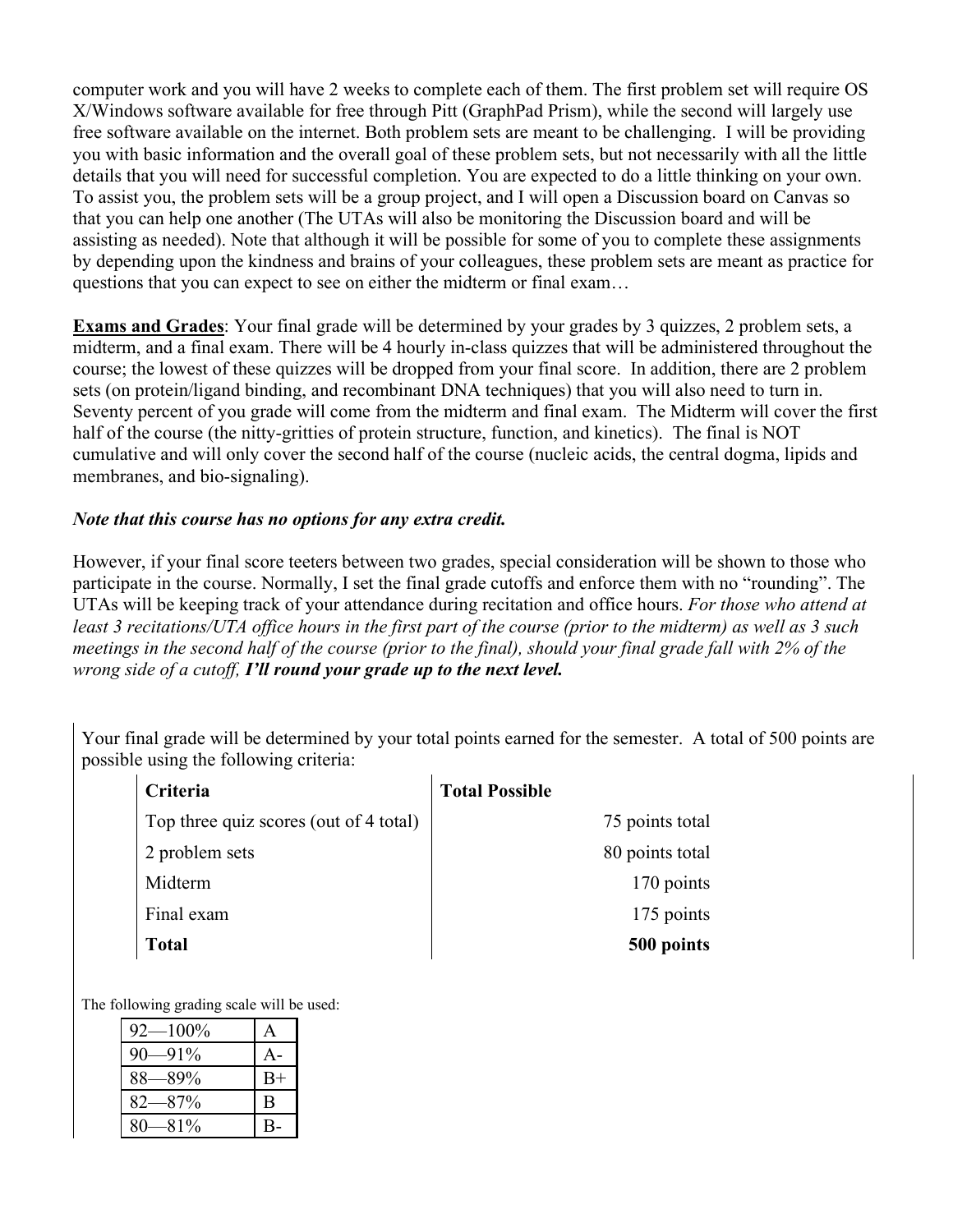computer work and you will have 2 weeks to complete each of them. The first problem set will require OS X/Windows software available for free through Pitt (GraphPad Prism), while the second will largely use free software available on the internet. Both problem sets are meant to be challenging. I will be providing you with basic information and the overall goal of these problem sets, but not necessarily with all the little details that you will need for successful completion. You are expected to do a little thinking on your own. To assist you, the problem sets will be a group project, and I will open a Discussion board on Canvas so that you can help one another (The UTAs will also be monitoring the Discussion board and will be assisting as needed). Note that although it will be possible for some of you to complete these assignments by depending upon the kindness and brains of your colleagues, these problem sets are meant as practice for questions that you can expect to see on either the midterm or final exam…

**Exams and Grades**: Your final grade will be determined by your grades by 3 quizzes, 2 problem sets, a midterm, and a final exam. There will be 4 hourly in-class quizzes that will be administered throughout the course; the lowest of these quizzes will be dropped from your final score. In addition, there are 2 problem sets (on protein/ligand binding, and recombinant DNA techniques) that you will also need to turn in. Seventy percent of you grade will come from the midterm and final exam. The Midterm will cover the first half of the course (the nitty-gritties of protein structure, function, and kinetics). The final is NOT cumulative and will only cover the second half of the course (nucleic acids, the central dogma, lipids and membranes, and bio-signaling).

***Note that this course has no options for any extra credit.***

However, if your final score teeters between two grades, special consideration will be shown to those who participate in the course. Normally, I set the final grade cutoffs and enforce them with no "rounding". The UTAs will be keeping track of your attendance during recitation and office hours. *For those who attend at least 3 recitations/UTA office hours in the first part of the course (prior to the midterm) as well as 3 such meetings in the second half of the course (prior to the final), should your final grade fall with 2% of the wrong side of a cutoff,* ***I'll round your grade up to the next level.***

Your final grade will be determined by your total points earned for the semester. A total of 500 points are possible using the following criteria:

| **Criteria** | **Total Possible** |
|---|---|
| Top three quiz scores (out of 4 total) | 75 points total |
| 2 problem sets | 80 points total |
| Midterm | 170 points |
| Final exam | 175 points |
| **Total** | **500 points** |

The following grading scale will be used:

| | |
|---|---|
| 92—100% | A |
| 90—91% | A- |
| 88—89% | B+ |
| 82—87% | B |
| 80—81% | B- |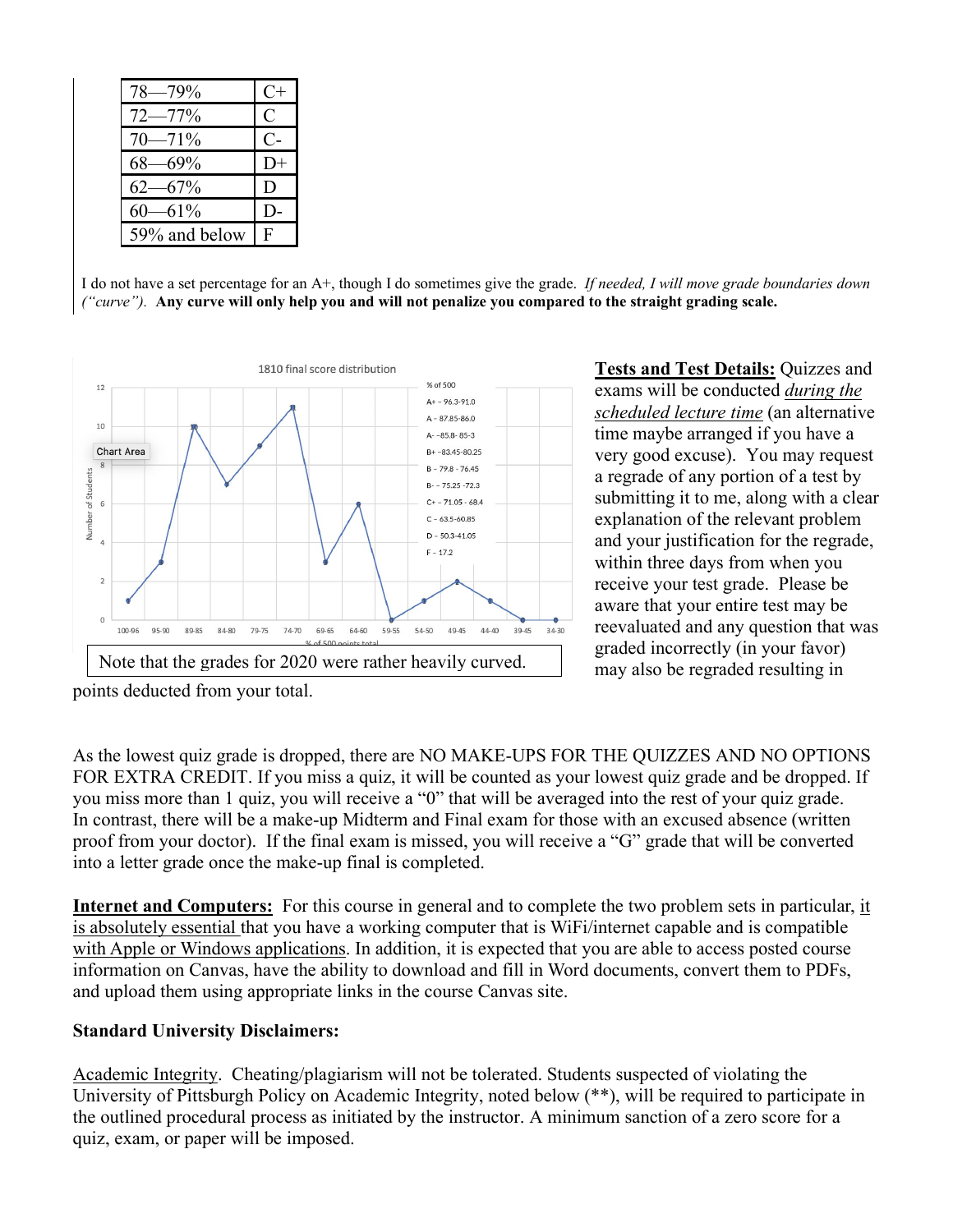| | |
|---|---|
| 78—79% | C+ |
| 72—77% | C |
| 70—71% | C- |
| 68—69% | D+ |
| 62—67% | D |
| 60—61% | D- |
| 59% and below | F |

I do not have a set percentage for an A+, though I do sometimes give the grade. *If needed, I will move grade boundaries down ("curve").* **Any curve will only help you and will not penalize you compared to the straight grading scale.**

Note that the grades for 2020 were rather heavily curved.

**<u>Tests and Test Details:</u>** Quizzes and exams will be conducted *<u>during the scheduled lecture time</u>* (an alternative time maybe arranged if you have a very good excuse). You may request a regrade of any portion of a test by submitting it to me, along with a clear explanation of the relevant problem and your justification for the regrade, within three days from when you receive your test grade. Please be aware that your entire test may be reevaluated and any question that was graded incorrectly (in your favor) may also be regraded resulting in points deducted from your total.

As the lowest quiz grade is dropped, there are NO MAKE-UPS FOR THE QUIZZES AND NO OPTIONS FOR EXTRA CREDIT. If you miss a quiz, it will be counted as your lowest quiz grade and be dropped. If you miss more than 1 quiz, you will receive a "0" that will be averaged into the rest of your quiz grade. In contrast, there will be a make-up Midterm and Final exam for those with an excused absence (written proof from your doctor). If the final exam is missed, you will receive a "G" grade that will be converted into a letter grade once the make-up final is completed.

**<u>Internet and Computers:</u>** For this course in general and to complete the two problem sets in particular, <u>it is absolutely essential</u> that you have a working computer that is WiFi/internet capable and is compatible <u>with Apple or Windows applications</u>. In addition, it is expected that you are able to access posted course information on Canvas, have the ability to download and fill in Word documents, convert them to PDFs, and upload them using appropriate links in the course Canvas site.

**Standard University Disclaimers:**

<u>Academic Integrity</u>. Cheating/plagiarism will not be tolerated. Students suspected of violating the University of Pittsburgh Policy on Academic Integrity, noted below (**), will be required to participate in the outlined procedural process as initiated by the instructor. A minimum sanction of a zero score for a quiz, exam, or paper will be imposed.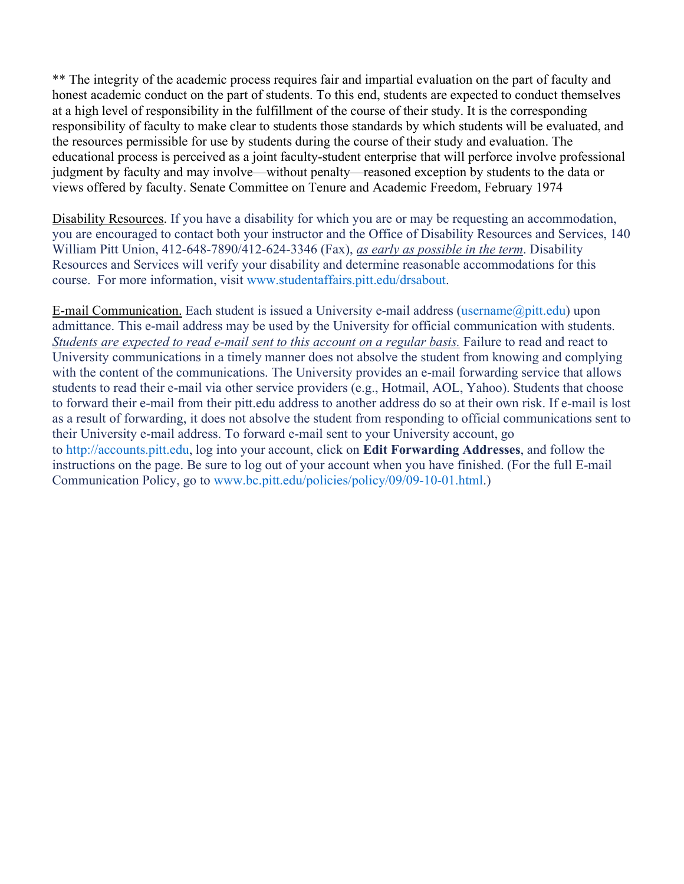** The integrity of the academic process requires fair and impartial evaluation on the part of faculty and honest academic conduct on the part of students. To this end, students are expected to conduct themselves at a high level of responsibility in the fulfillment of the course of their study. It is the corresponding responsibility of faculty to make clear to students those standards by which students will be evaluated, and the resources permissible for use by students during the course of their study and evaluation. The educational process is perceived as a joint faculty-student enterprise that will perforce involve professional judgment by faculty and may involve—without penalty—reasoned exception by students to the data or views offered by faculty. Senate Committee on Tenure and Academic Freedom, February 1974

Disability Resources. If you have a disability for which you are or may be requesting an accommodation, you are encouraged to contact both your instructor and the Office of Disability Resources and Services, 140 William Pitt Union, 412-648-7890/412-624-3346 (Fax), *as early as possible in the term*. Disability Resources and Services will verify your disability and determine reasonable accommodations for this course. For more information, visit www.studentaffairs.pitt.edu/drsabout.

E-mail Communication. Each student is issued a University e-mail address (username@pitt.edu) upon admittance. This e-mail address may be used by the University for official communication with students. *Students are expected to read e-mail sent to this account on a regular basis.* Failure to read and react to University communications in a timely manner does not absolve the student from knowing and complying with the content of the communications. The University provides an e-mail forwarding service that allows students to read their e-mail via other service providers (e.g., Hotmail, AOL, Yahoo). Students that choose to forward their e-mail from their pitt.edu address to another address do so at their own risk. If e-mail is lost as a result of forwarding, it does not absolve the student from responding to official communications sent to their University e-mail address. To forward e-mail sent to your University account, go to http://accounts.pitt.edu, log into your account, click on **Edit Forwarding Addresses**, and follow the instructions on the page. Be sure to log out of your account when you have finished. (For the full E-mail Communication Policy, go to www.bc.pitt.edu/policies/policy/09/09-10-01.html.)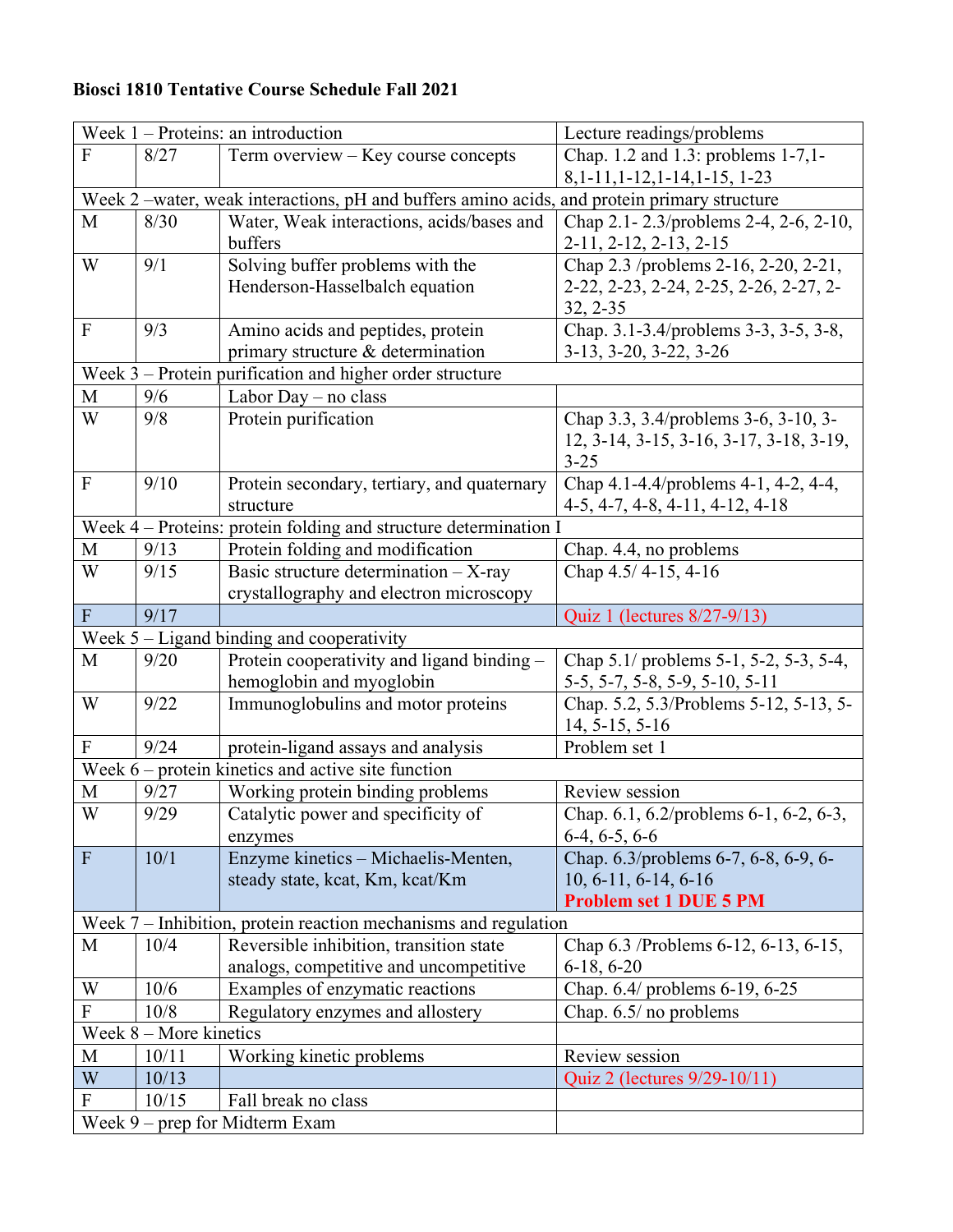**Biosci 1810 Tentative Course Schedule Fall 2021**

| Week 1 – Proteins: an introduction | | | Lecture readings/problems |
|---|---|---|---|
| F | 8/27 | Term overview – Key course concepts | Chap. 1.2 and 1.3: problems 1-7,1-8,1-11,1-12,1-14,1-15, 1-23 |
| Week 2 –water, weak interactions, pH and buffers amino acids, and protein primary structure | | | |
| M | 8/30 | Water, Weak interactions, acids/bases and buffers | Chap 2.1- 2.3/problems 2-4, 2-6, 2-10, 2-11, 2-12, 2-13, 2-15 |
| W | 9/1 | Solving buffer problems with the Henderson-Hasselbalch equation | Chap 2.3 /problems 2-16, 2-20, 2-21, 2-22, 2-23, 2-24, 2-25, 2-26, 2-27, 2-32, 2-35 |
| F | 9/3 | Amino acids and peptides, protein primary structure & determination | Chap. 3.1-3.4/problems 3-3, 3-5, 3-8, 3-13, 3-20, 3-22, 3-26 |
| Week 3 – Protein purification and higher order structure | | | |
| M | 9/6 | Labor Day – no class | |
| W | 9/8 | Protein purification | Chap 3.3, 3.4/problems 3-6, 3-10, 3-12, 3-14, 3-15, 3-16, 3-17, 3-18, 3-19, 3-25 |
| F | 9/10 | Protein secondary, tertiary, and quaternary structure | Chap 4.1-4.4/problems 4-1, 4-2, 4-4, 4-5, 4-7, 4-8, 4-11, 4-12, 4-18 |
| Week 4 – Proteins: protein folding and structure determination I | | | |
| M | 9/13 | Protein folding and modification | Chap. 4.4, no problems |
| W | 9/15 | Basic structure determination – X-ray crystallography and electron microscopy | Chap 4.5/ 4-15, 4-16 |
| F | 9/17 | | Quiz 1 (lectures 8/27-9/13) |
| Week 5 – Ligand binding and cooperativity | | | |
| M | 9/20 | Protein cooperativity and ligand binding – hemoglobin and myoglobin | Chap 5.1/ problems 5-1, 5-2, 5-3, 5-4, 5-5, 5-7, 5-8, 5-9, 5-10, 5-11 |
| W | 9/22 | Immunoglobulins and motor proteins | Chap. 5.2, 5.3/Problems 5-12, 5-13, 5-14, 5-15, 5-16 |
| F | 9/24 | protein-ligand assays and analysis | Problem set 1 |
| Week 6 – protein kinetics and active site function | | | |
| M | 9/27 | Working protein binding problems | Review session |
| W | 9/29 | Catalytic power and specificity of enzymes | Chap. 6.1, 6.2/problems 6-1, 6-2, 6-3, 6-4, 6-5, 6-6 |
| F | 10/1 | Enzyme kinetics – Michaelis-Menten, steady state, kcat, Km, kcat/Km | Chap. 6.3/problems 6-7, 6-8, 6-9, 6-10, 6-11, 6-14, 6-16 **Problem set 1 DUE 5 PM** |
| Week 7 – Inhibition, protein reaction mechanisms and regulation | | | |
| M | 10/4 | Reversible inhibition, transition state analogs, competitive and uncompetitive | Chap 6.3 /Problems 6-12, 6-13, 6-15, 6-18, 6-20 |
| W | 10/6 | Examples of enzymatic reactions | Chap. 6.4/ problems 6-19, 6-25 |
| F | 10/8 | Regulatory enzymes and allostery | Chap. 6.5/ no problems |
| Week 8 – More kinetics | | | |
| M | 10/11 | Working kinetic problems | Review session |
| W | 10/13 | | Quiz 2 (lectures 9/29-10/11) |
| F | 10/15 | Fall break no class | |
| Week 9 – prep for Midterm Exam | | | |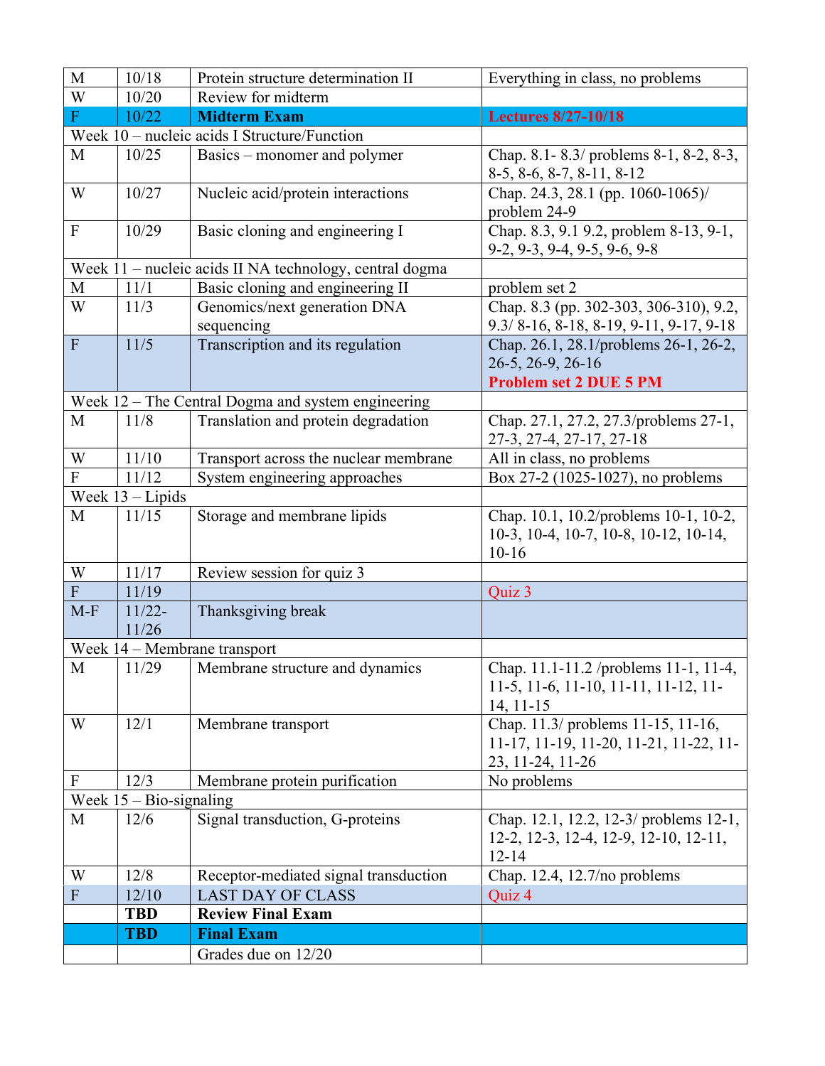| | | | |
|---|---|---|---|
| M | 10/18 | Protein structure determination II | Everything in class, no problems |
| W | 10/20 | Review for midterm | |
| F | 10/22 | **Midterm Exam** | **Lectures 8/27-10/18** |
| Week 10 – nucleic acids I Structure/Function | | | |
| M | 10/25 | Basics – monomer and polymer | Chap. 8.1- 8.3/ problems 8-1, 8-2, 8-3, 8-5, 8-6, 8-7, 8-11, 8-12 |
| W | 10/27 | Nucleic acid/protein interactions | Chap. 24.3, 28.1 (pp. 1060-1065)/ problem 24-9 |
| F | 10/29 | Basic cloning and engineering I | Chap. 8.3, 9.1 9.2, problem 8-13, 9-1, 9-2, 9-3, 9-4, 9-5, 9-6, 9-8 |
| Week 11 – nucleic acids II NA technology, central dogma | | | |
| M | 11/1 | Basic cloning and engineering II | problem set 2 |
| W | 11/3 | Genomics/next generation DNA sequencing | Chap. 8.3 (pp. 302-303, 306-310), 9.2, 9.3/ 8-16, 8-18, 8-19, 9-11, 9-17, 9-18 |
| F | 11/5 | Transcription and its regulation | Chap. 26.1, 28.1/problems 26-1, 26-2, 26-5, 26-9, 26-16 **Problem set 2 DUE 5 PM** |
| Week 12 – The Central Dogma and system engineering | | | |
| M | 11/8 | Translation and protein degradation | Chap. 27.1, 27.2, 27.3/problems 27-1, 27-3, 27-4, 27-17, 27-18 |
| W | 11/10 | Transport across the nuclear membrane | All in class, no problems |
| F | 11/12 | System engineering approaches | Box 27-2 (1025-1027), no problems |
| Week 13 – Lipids | | | |
| M | 11/15 | Storage and membrane lipids | Chap. 10.1, 10.2/problems 10-1, 10-2, 10-3, 10-4, 10-7, 10-8, 10-12, 10-14, 10-16 |
| W | 11/17 | Review session for quiz 3 | |
| F | 11/19 | | Quiz 3 |
| M-F | 11/22-11/26 | Thanksgiving break | |
| Week 14 – Membrane transport | | | |
| M | 11/29 | Membrane structure and dynamics | Chap. 11.1-11.2 /problems 11-1, 11-4, 11-5, 11-6, 11-10, 11-11, 11-12, 11-14, 11-15 |
| W | 12/1 | Membrane transport | Chap. 11.3/ problems 11-15, 11-16, 11-17, 11-19, 11-20, 11-21, 11-22, 11-23, 11-24, 11-26 |
| F | 12/3 | Membrane protein purification | No problems |
| Week 15 – Bio-signaling | | | |
| M | 12/6 | Signal transduction, G-proteins | Chap. 12.1, 12.2, 12-3/ problems 12-1, 12-2, 12-3, 12-4, 12-9, 12-10, 12-11, 12-14 |
| W | 12/8 | Receptor-mediated signal transduction | Chap. 12.4, 12.7/no problems |
| F | 12/10 | LAST DAY OF CLASS | Quiz 4 |
| | **TBD** | **Review Final Exam** | |
| | **TBD** | **Final Exam** | |
| | | Grades due on 12/20 | |